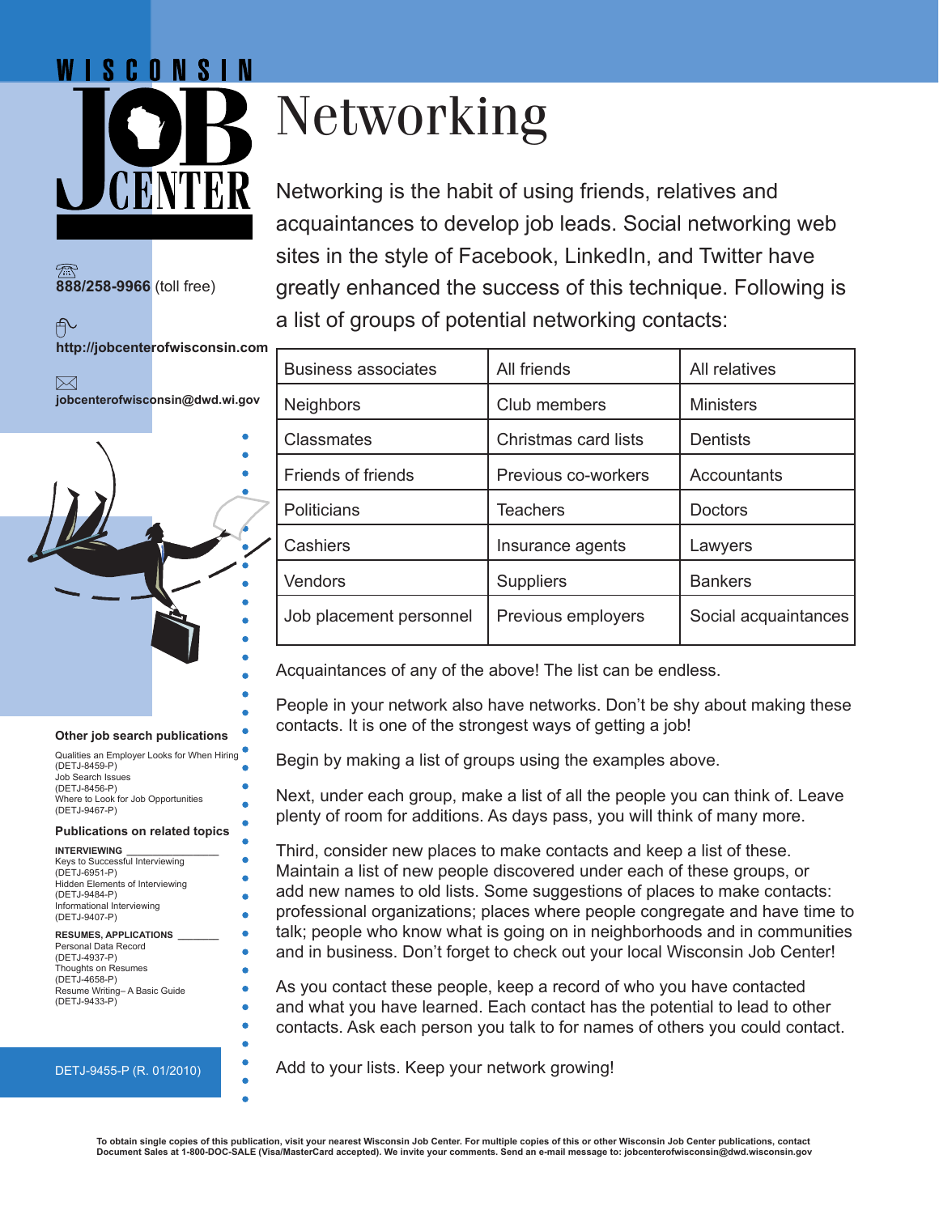# Networking

Networking is the habit of using friends, relatives and acquaintances to develop job leads. Social networking web sites in the style of Facebook, LinkedIn, and Twitter have greatly enhanced the success of this technique. Following is a list of groups of potential networking contacts:

| | | |
|---|---|---|
| Business associates | All friends | All relatives |
| Neighbors | Club members | Ministers |
| Classmates | Christmas card lists | Dentists |
| Friends of friends | Previous co-workers | Accountants |
| Politicians | Teachers | Doctors |
| Cashiers | Insurance agents | Lawyers |
| Vendors | Suppliers | Bankers |
| Job placement personnel | Previous employers | Social acquaintances |

Acquaintances of any of the above! The list can be endless.

People in your network also have networks. Don't be shy about making these contacts. It is one of the strongest ways of getting a job!

Begin by making a list of groups using the examples above.

Next, under each group, make a list of all the people you can think of. Leave plenty of room for additions. As days pass, you will think of many more.

Third, consider new places to make contacts and keep a list of these. Maintain a list of new people discovered under each of these groups, or add new names to old lists. Some suggestions of places to make contacts: professional organizations; places where people congregate and have time to talk; people who know what is going on in neighborhoods and in communities and in business. Don't forget to check out your local Wisconsin Job Center!

As you contact these people, keep a record of who you have contacted and what you have learned. Each contact has the potential to lead to other contacts. Ask each person you talk to for names of others you could contact.

Add to your lists. Keep your network growing!

---

**WISCONSIN JOB CENTER**

**888/258-9966** (toll free)

**http://jobcenterofwisconsin.com**

**jobcenterofwisconsin@dwd.wi.gov**

**Other job search publications**

Qualities an Employer Looks for When Hiring (DETJ-8459-P)
Job Search Issues (DETJ-8456-P)
Where to Look for Job Opportunities (DETJ-9467-P)

**Publications on related topics**

**INTERVIEWING**
Keys to Successful Interviewing (DETJ-6951-P)
Hidden Elements of Interviewing (DETJ-9484-P)
Informational Interviewing (DETJ-9407-P)

**RESUMES, APPLICATIONS**
Personal Data Record (DETJ-4937-P)
Thoughts on Resumes (DETJ-4658-P)
Resume Writing– A Basic Guide (DETJ-9433-P)

DETJ-9455-P (R. 01/2010)

**To obtain single copies of this publication, visit your nearest Wisconsin Job Center. For multiple copies of this or other Wisconsin Job Center publications, contact Document Sales at 1-800-DOC-SALE (Visa/MasterCard accepted). We invite your comments. Send an e-mail message to: jobcenterofwisconsin@dwd.wisconsin.gov**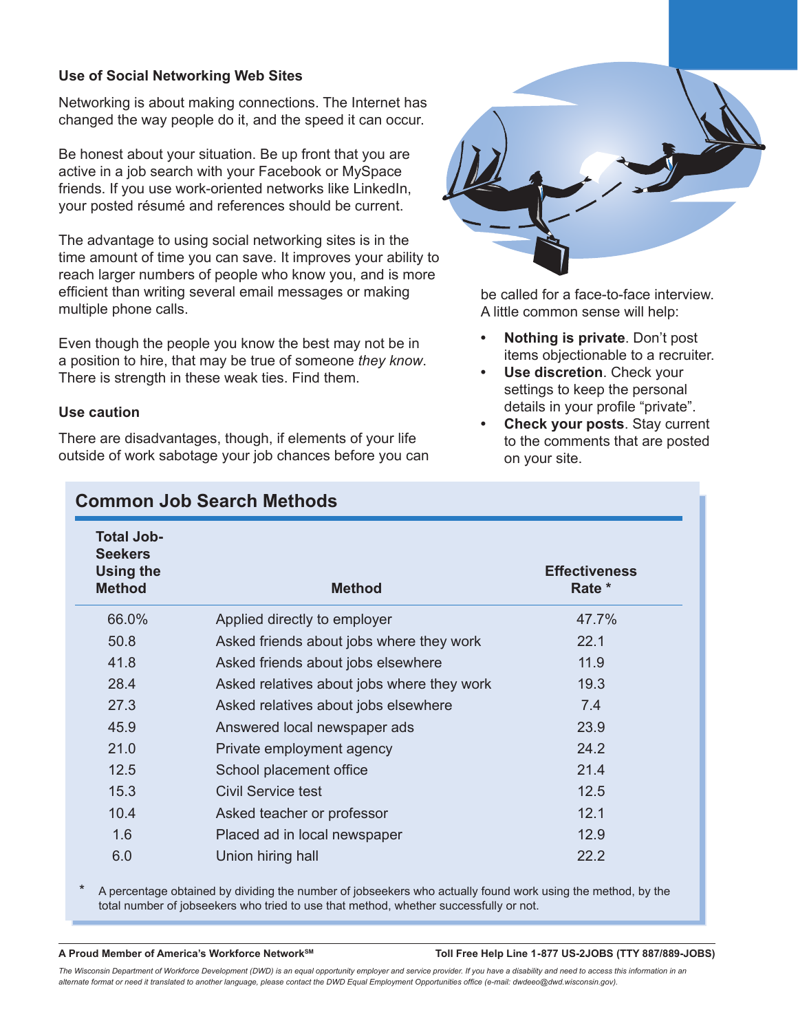### Use of Social Networking Web Sites

Networking is about making connections. The Internet has changed the way people do it, and the speed it can occur.

Be honest about your situation. Be up front that you are active in a job search with your Facebook or MySpace friends. If you use work-oriented networks like LinkedIn, your posted résumé and references should be current.

The advantage to using social networking sites is in the time amount of time you can save. It improves your ability to reach larger numbers of people who know you, and is more efficient than writing several email messages or making multiple phone calls.

Even though the people you know the best may not be in a position to hire, that may be true of someone *they know*. There is strength in these weak ties. Find them.

### Use caution

There are disadvantages, though, if elements of your life outside of work sabotage your job chances before you can be called for a face-to-face interview. A little common sense will help:

- **Nothing is private**. Don't post items objectionable to a recruiter.
- **Use discretion**. Check your settings to keep the personal details in your profile "private".
- **Check your posts**. Stay current to the comments that are posted on your site.

## Common Job Search Methods

| Total Job-Seekers Using the Method | Method | Effectiveness Rate * |
|---|---|---|
| 66.0% | Applied directly to employer | 47.7% |
| 50.8 | Asked friends about jobs where they work | 22.1 |
| 41.8 | Asked friends about jobs elsewhere | 11.9 |
| 28.4 | Asked relatives about jobs where they work | 19.3 |
| 27.3 | Asked relatives about jobs elsewhere | 7.4 |
| 45.9 | Answered local newspaper ads | 23.9 |
| 21.0 | Private employment agency | 24.2 |
| 12.5 | School placement office | 21.4 |
| 15.3 | Civil Service test | 12.5 |
| 10.4 | Asked teacher or professor | 12.1 |
| 1.6 | Placed ad in local newspaper | 12.9 |
| 6.0 | Union hiring hall | 22.2 |

\* A percentage obtained by dividing the number of jobseekers who actually found work using the method, by the total number of jobseekers who tried to use that method, whether successfully or not.

**A Proud Member of America's Workforce Network**SM

**Toll Free Help Line 1-877 US-2JOBS (TTY 887/889-JOBS)**

*The Wisconsin Department of Workforce Development (DWD) is an equal opportunity employer and service provider. If you have a disability and need to access this information in an alternate format or need it translated to another language, please contact the DWD Equal Employment Opportunities office (e-mail: dwdeeo@dwd.wisconsin.gov).*